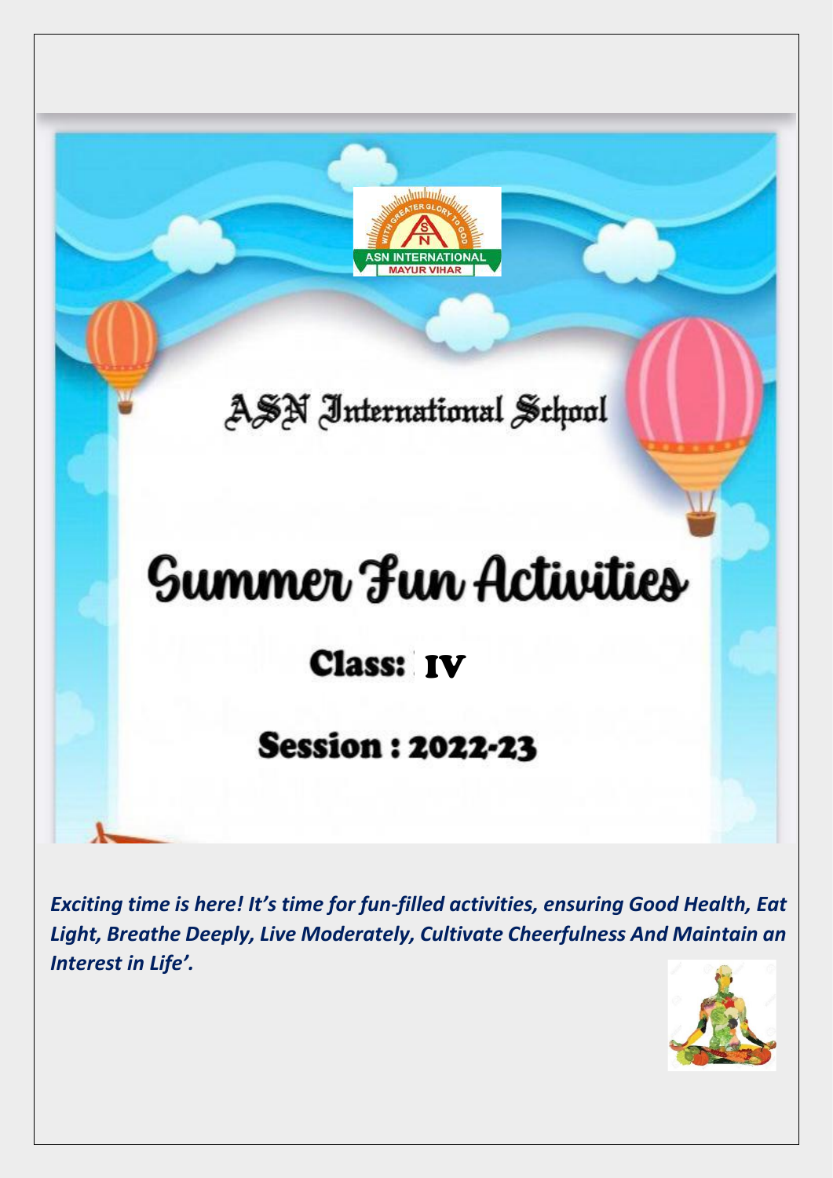ASN INTERNATIONAL
MAYUR VIHAR

# ASN International School

# Summer Fun Activities

## Class: IV

## Session : 2022-23

***Exciting time is here! It's time for fun-filled activities, ensuring Good Health, Eat Light, Breathe Deeply, Live Moderately, Cultivate Cheerfulness And Maintain an Interest in Life'.***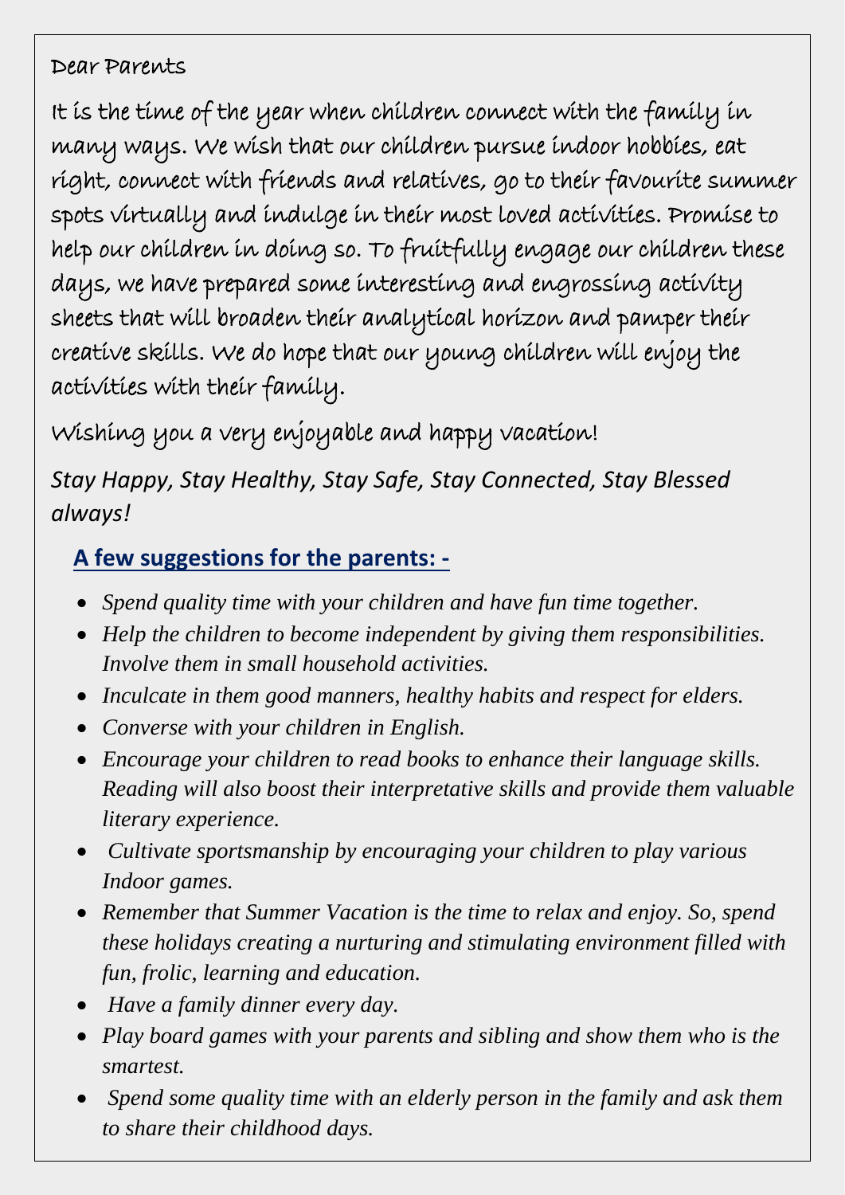Dear Parents

It is the time of the year when children connect with the family in many ways. We wish that our children pursue indoor hobbies, eat right, connect with friends and relatives, go to their favourite summer spots virtually and indulge in their most loved activities. Promise to help our children in doing so. To fruitfully engage our children these days, we have prepared some interesting and engrossing activity sheets that will broaden their analytical horizon and pamper their creative skills. We do hope that our young children will enjoy the activities with their family.

Wishing you a very enjoyable and happy vacation!

*Stay Happy, Stay Healthy, Stay Safe, Stay Connected, Stay Blessed always!*

## A few suggestions for the parents: -

- *Spend quality time with your children and have fun time together.*
- *Help the children to become independent by giving them responsibilities. Involve them in small household activities.*
- *Inculcate in them good manners, healthy habits and respect for elders.*
- *Converse with your children in English.*
- *Encourage your children to read books to enhance their language skills. Reading will also boost their interpretative skills and provide them valuable literary experience.*
- *Cultivate sportsmanship by encouraging your children to play various Indoor games.*
- *Remember that Summer Vacation is the time to relax and enjoy. So, spend these holidays creating a nurturing and stimulating environment filled with fun, frolic, learning and education.*
- *Have a family dinner every day.*
- *Play board games with your parents and sibling and show them who is the smartest.*
- *Spend some quality time with an elderly person in the family and ask them to share their childhood days.*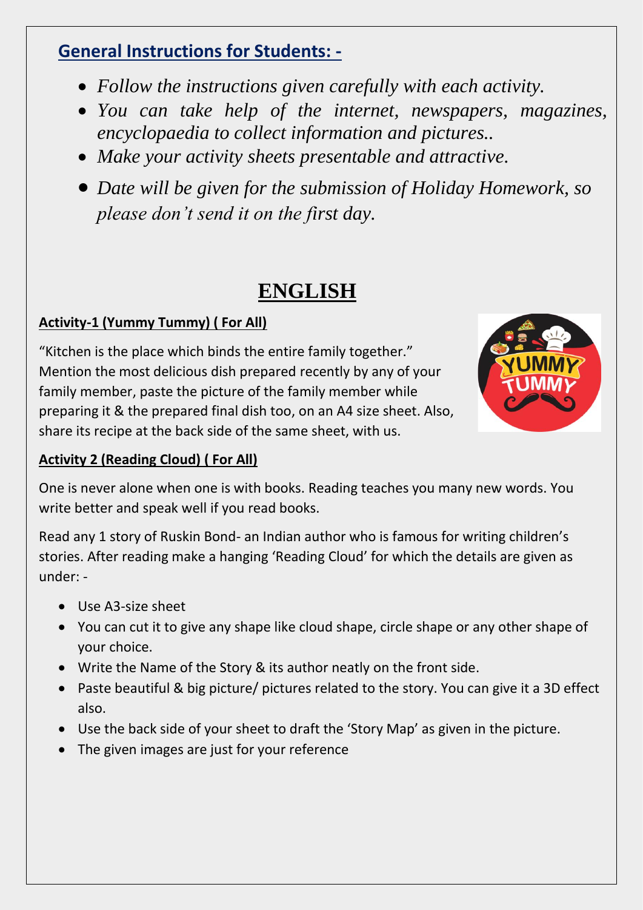## General Instructions for Students: -

- *Follow the instructions given carefully with each activity.*
- *You can take help of the internet, newspapers, magazines, encyclopaedia to collect information and pictures..*
- *Make your activity sheets presentable and attractive.*
- *Date will be given for the submission of Holiday Homework, so please don't send it on the first day.*

# ENGLISH

**Activity-1 (Yummy Tummy) ( For All)**

"Kitchen is the place which binds the entire family together." Mention the most delicious dish prepared recently by any of your family member, paste the picture of the family member while preparing it & the prepared final dish too, on an A4 size sheet. Also, share its recipe at the back side of the same sheet, with us.

**Activity 2 (Reading Cloud) ( For All)**

One is never alone when one is with books. Reading teaches you many new words. You write better and speak well if you read books.

Read any 1 story of Ruskin Bond- an Indian author who is famous for writing children's stories. After reading make a hanging 'Reading Cloud' for which the details are given as under: -

- Use A3-size sheet
- You can cut it to give any shape like cloud shape, circle shape or any other shape of your choice.
- Write the Name of the Story & its author neatly on the front side.
- Paste beautiful & big picture/ pictures related to the story. You can give it a 3D effect also.
- Use the back side of your sheet to draft the 'Story Map' as given in the picture.
- The given images are just for your reference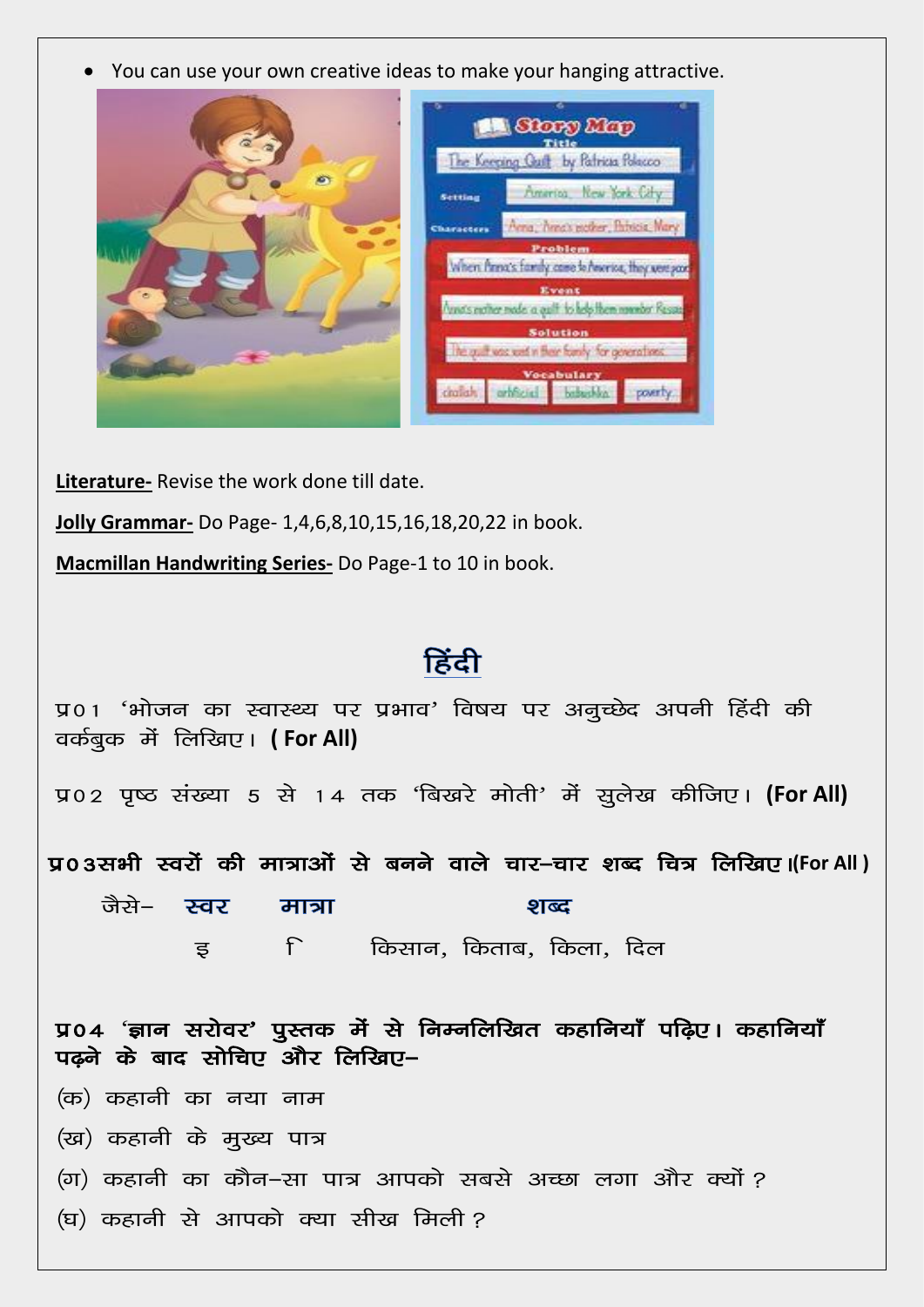- You can use your own creative ideas to make your hanging attractive.

**Literature-** Revise the work done till date.

**Jolly Grammar-** Do Page- 1,4,6,8,10,15,16,18,20,22 in book.

**Macmillan Handwriting Series-** Do Page-1 to 10 in book.

## हिंदी

प्र01 'भोजन का स्वास्थ्य पर प्रभाव' विषय पर अनुच्छेद अपनी हिंदी की वर्कबुक में लिखिए। **( For All)**

प्र02 पृष्ठ संख्या 5 से 14 तक 'बिखरे मोती' में सुलेख कीजिए। **(For All)**

**प्र03सभी स्वरों की मात्राओं से बनने वाले चार–चार शब्द चित्र लिखिए।(For All )**

| जैसे– | **स्वर** | **मात्रा** | **शब्द** |
|---|---|---|---|
| | इ | ि | किसान, किताब, किला, दिल |

**प्र04 'ज्ञान सरोवर' पुस्तक में से निम्नलिखित कहानियाँ पढ़िए। कहानियाँ पढ़ने के बाद सोचिए और लिखिए–**

(क) कहानी का नया नाम

(ख) कहानी के मुख्य पात्र

(ग) कहानी का कौन–सा पात्र आपको सबसे अच्छा लगा और क्यों ?

(घ) कहानी से आपको क्या सीख मिली ?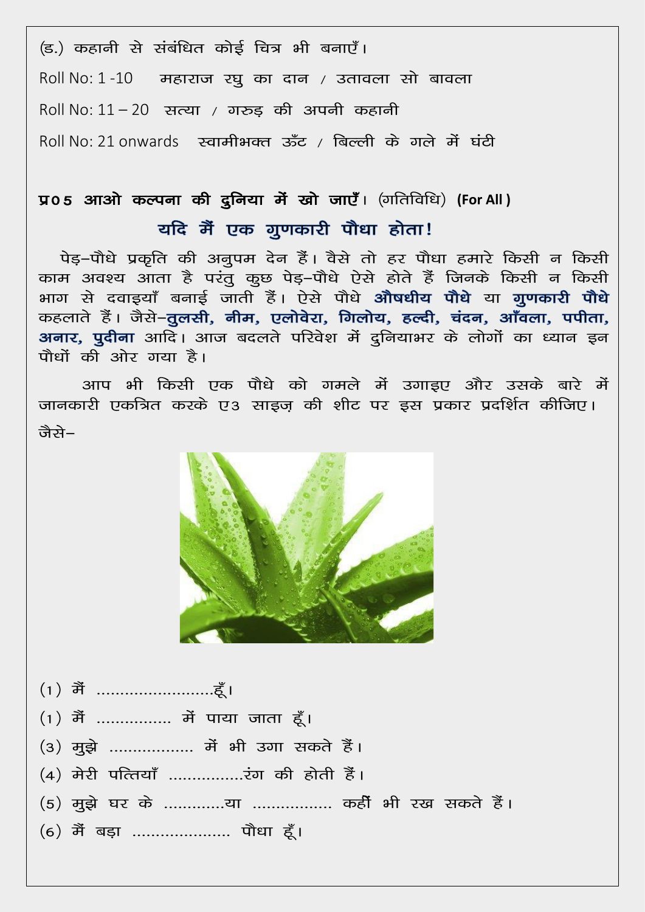(ङ.) कहानी से संबंधित कोई चित्र भी बनाएँ।

Roll No: 1 -10 महाराज रघु का दान / उतावला सो बावला

Roll No: 11 – 20 सत्या / गरुड़ की अपनी कहानी

Roll No: 21 onwards स्वामीभक्त ऊँट / बिल्ली के गले में घंटी

**प्र05 आओ कल्पना की दुनिया में खो जाएँ।** (गतिविधि) **(For All )**

## यदि मैं एक गुणकारी पौधा होता!

पेड़–पौधे प्रकृति की अनुपम देन हैं। वैसे तो हर पौधा हमारे किसी न किसी काम अवश्य आता है परंतु कुछ पेड़–पौधे ऐसे होते हैं जिनके किसी न किसी भाग से दवाइयाँ बनाई जाती हैं। ऐसे पौधे **औषधीय पौधे** या **गुणकारी पौधे** कहलाते हैं। जैसे–**तुलसी, नीम, एलोवेरा, गिलोय, हल्दी, चंदन, आँवला, पपीता, अनार, पुदीना** आदि। आज बदलते परिवेश में दुनियाभर के लोगों का ध्यान इन पौधों की ओर गया है।

आप भी किसी एक पौधे को गमले में उगाइए और उसके बारे में जानकारी एकत्रित करके ए3 साइज़ की शीट पर इस प्रकार प्रदर्शित कीजिए। जैसे–

(1) मैं .........................हूँ।

(1) मैं ................ में पाया जाता हूँ।

(3) मुझे .................. में भी उगा सकते हैं।

(4) मेरी पत्तियाँ ................रंग की होती हैं।

(5) मुझे घर के .............या ................. कहीं भी रख सकते हैं।

(6) मैं बड़ा ..................... पौधा हूँ।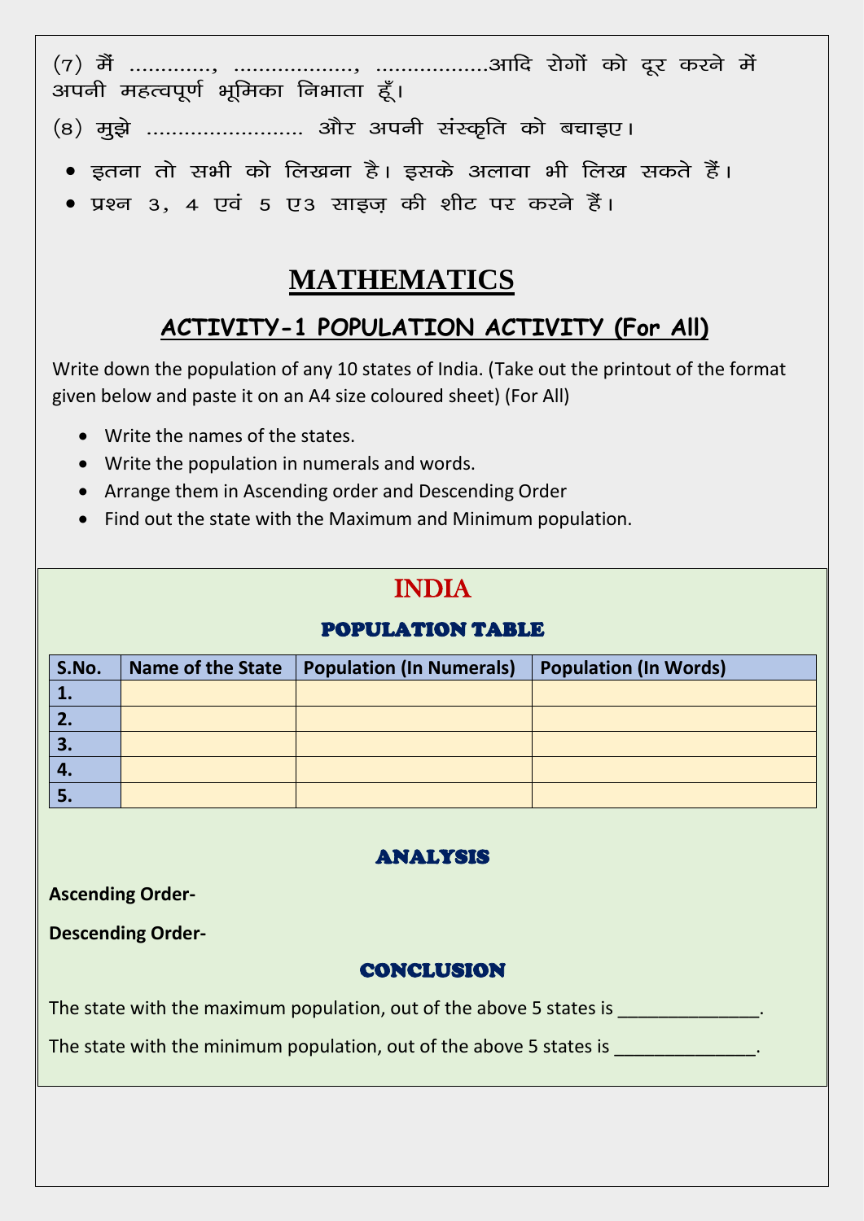(७) मैं …………, ………………, ………………आदि रोगों को दूर करने में अपनी महत्वपूर्ण भूमिका निभाता हूँ।

(८) मुझे …………………… और अपनी संस्कृति को बचाइए।

- इतना तो सभी को लिखना है। इसके अलावा भी लिख सकते हैं।
- प्रश्न ३, 4 एवं 5 ए3 साइज़ की शीट पर करने हैं।

# MATHEMATICS

## ACTIVITY-1 POPULATION ACTIVITY (For All)

Write down the population of any 10 states of India. (Take out the printout of the format given below and paste it on an A4 size coloured sheet) (For All)

- Write the names of the states.
- Write the population in numerals and words.
- Arrange them in Ascending order and Descending Order
- Find out the state with the Maximum and Minimum population.

## INDIA

### POPULATION TABLE

| S.No. | Name of the State | Population (In Numerals) | Population (In Words) |
|---|---|---|---|
| 1. | | | |
| 2. | | | |
| 3. | | | |
| 4. | | | |
| 5. | | | |

### ANALYSIS

**Ascending Order-**

**Descending Order-**

### CONCLUSION

The state with the maximum population, out of the above 5 states is ______________.

The state with the minimum population, out of the above 5 states is ______________.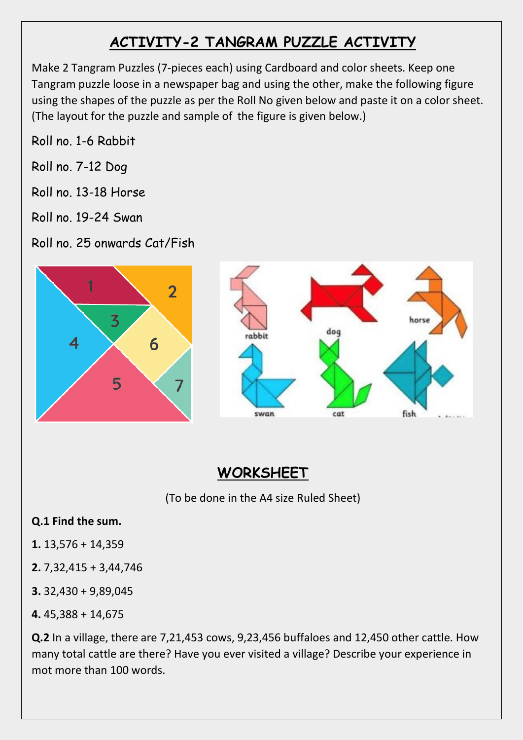## ACTIVITY-2 TANGRAM PUZZLE ACTIVITY

Make 2 Tangram Puzzles (7-pieces each) using Cardboard and color sheets. Keep one Tangram puzzle loose in a newspaper bag and using the other, make the following figure using the shapes of the puzzle as per the Roll No given below and paste it on a color sheet. (The layout for the puzzle and sample of the figure is given below.)

Roll no. 1-6 Rabbit

Roll no. 7-12 Dog

Roll no. 13-18 Horse

Roll no. 19-24 Swan

Roll no. 25 onwards Cat/Fish

## WORKSHEET

(To be done in the A4 size Ruled Sheet)

**Q.1 Find the sum.**

**1.** 13,576 + 14,359

**2.** 7,32,415 + 3,44,746

**3.** 32,430 + 9,89,045

**4.** 45,388 + 14,675

**Q.2** In a village, there are 7,21,453 cows, 9,23,456 buffaloes and 12,450 other cattle. How many total cattle are there? Have you ever visited a village? Describe your experience in mot more than 100 words.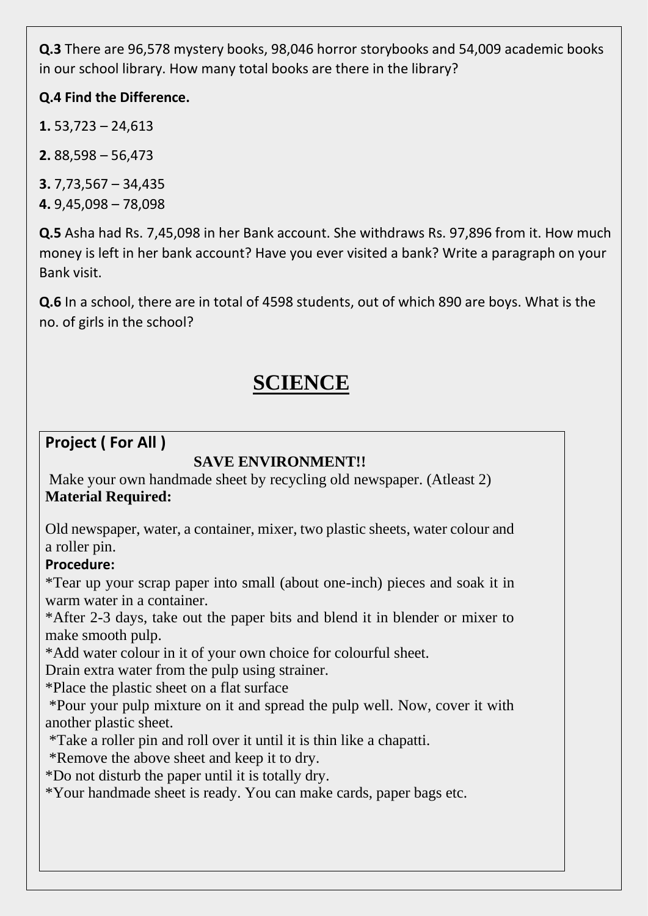**Q.3** There are 96,578 mystery books, 98,046 horror storybooks and 54,009 academic books in our school library. How many total books are there in the library?

**Q.4 Find the Difference.**

**1.** 53,723 – 24,613

**2.** 88,598 – 56,473

**3.** 7,73,567 – 34,435

**4.** 9,45,098 – 78,098

**Q.5** Asha had Rs. 7,45,098 in her Bank account. She withdraws Rs. 97,896 from it. How much money is left in her bank account? Have you ever visited a bank? Write a paragraph on your Bank visit.

**Q.6** In a school, there are in total of 4598 students, out of which 890 are boys. What is the no. of girls in the school?

# SCIENCE

## Project ( For All )

**SAVE ENVIRONMENT!!**

Make your own handmade sheet by recycling old newspaper. (Atleast 2)

**Material Required:**

Old newspaper, water, a container, mixer, two plastic sheets, water colour and a roller pin.

**Procedure:**

*Tear up your scrap paper into small (about one-inch) pieces and soak it in warm water in a container.

*After 2-3 days, take out the paper bits and blend it in blender or mixer to make smooth pulp.

*Add water colour in it of your own choice for colourful sheet.

Drain extra water from the pulp using strainer.

*Place the plastic sheet on a flat surface

*Pour your pulp mixture on it and spread the pulp well. Now, cover it with another plastic sheet.

*Take a roller pin and roll over it until it is thin like a chapatti.

*Remove the above sheet and keep it to dry.

*Do not disturb the paper until it is totally dry.

*Your handmade sheet is ready. You can make cards, paper bags etc.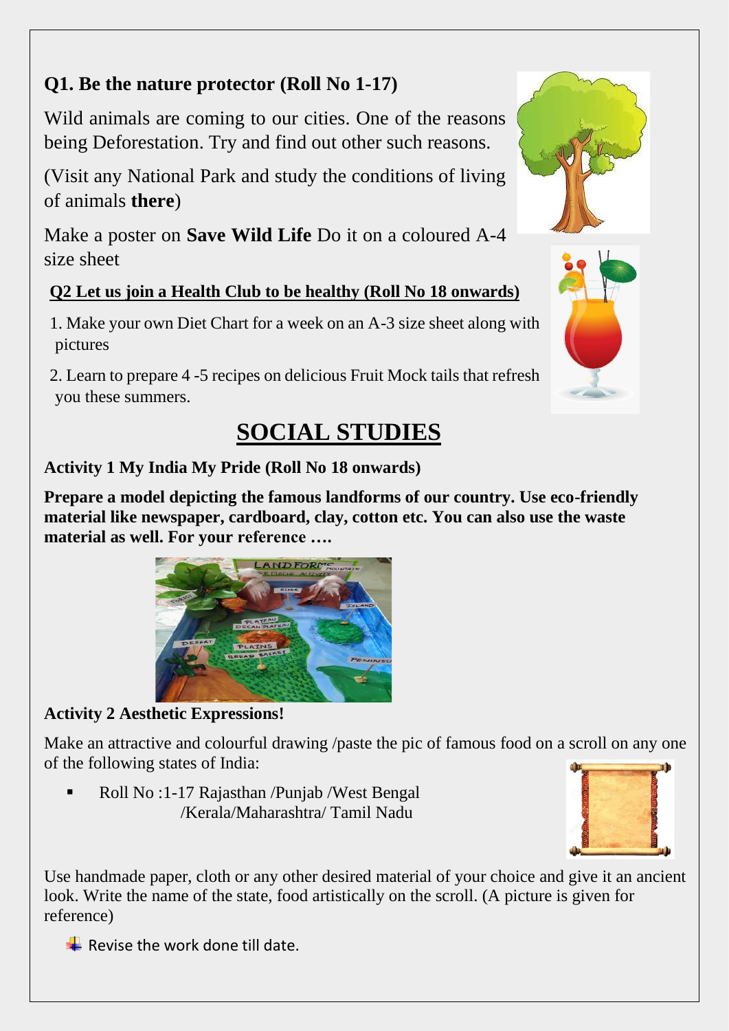**Q1. Be the nature protector (Roll No 1-17)**

Wild animals are coming to our cities. One of the reasons being Deforestation. Try and find out other such reasons.

(Visit any National Park and study the conditions of living of animals **there**)

Make a poster on **Save Wild Life** Do it on a coloured A-4 size sheet

**Q2 Let us join a Health Club to be healthy (Roll No 18 onwards)**

1. Make your own Diet Chart for a week on an A-3 size sheet along with pictures
2. Learn to prepare 4 -5 recipes on delicious Fruit Mock tails that refresh you these summers.

# SOCIAL STUDIES

**Activity 1 My India My Pride (Roll No 18 onwards)**

**Prepare a model depicting the famous landforms of our country. Use eco-friendly material like newspaper, cardboard, clay, cotton etc. You can also use the waste material as well. For your reference ….**

**Activity 2 Aesthetic Expressions!**

Make an attractive and colourful drawing /paste the pic of famous food on a scroll on any one of the following states of India:

- Roll No :1-17 Rajasthan /Punjab /West Bengal /Kerala/Maharashtra/ Tamil Nadu

Use handmade paper, cloth or any other desired material of your choice and give it an ancient look. Write the name of the state, food artistically on the scroll. (A picture is given for reference)

- Revise the work done till date.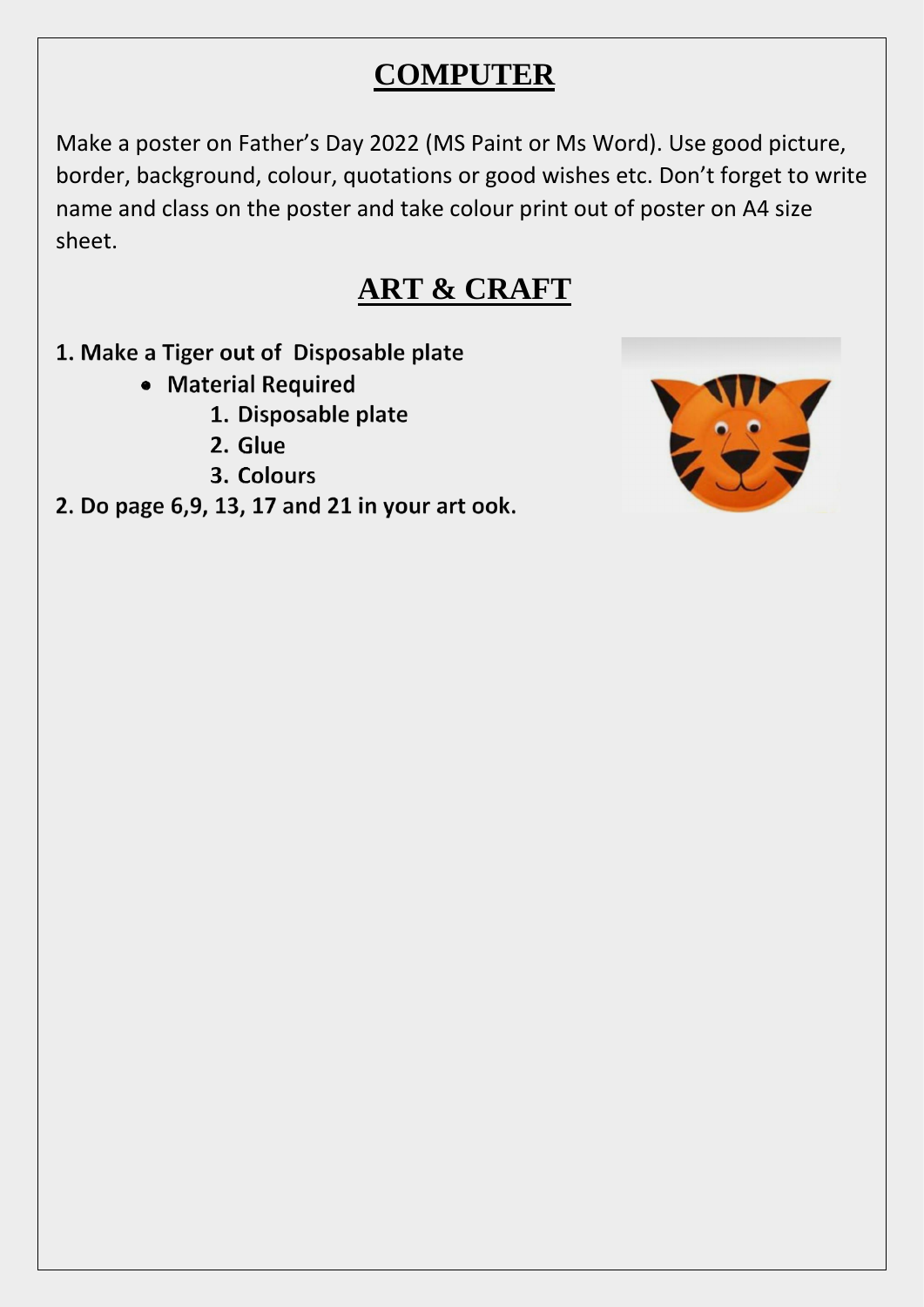# COMPUTER

Make a poster on Father's Day 2022 (MS Paint or Ms Word). Use good picture, border, background, colour, quotations or good wishes etc. Don't forget to write name and class on the poster and take colour print out of poster on A4 size sheet.

# ART & CRAFT

**1. Make a Tiger out of Disposable plate**

- **Material Required**
  1. **Disposable plate**
  2. **Glue**
  3. **Colours**

**2. Do page 6,9, 13, 17 and 21 in your art ook.**